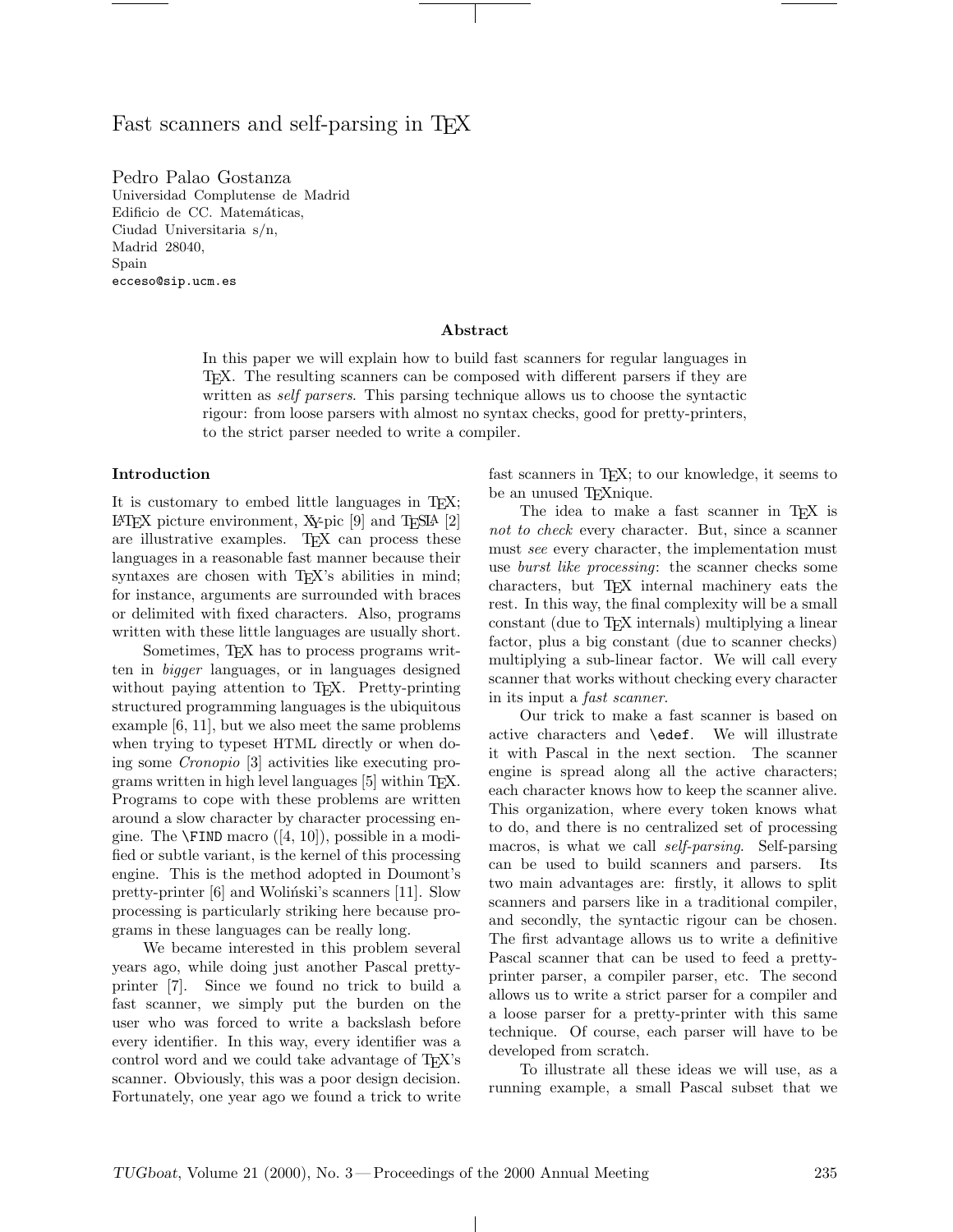# Fast scanners and self-parsing in TEX

Pedro Palao Gostanza
Universidad Complutense de Madrid
Edificio de CC. Matemáticas,
Ciudad Universitaria s/n,
Madrid 28040,
Spain
ecceso@sip.ucm.es

### Abstract

In this paper we will explain how to build fast scanners for regular languages in TEX. The resulting scanners can be composed with different parsers if they are written as *self parsers*. This parsing technique allows us to choose the syntactic rigour: from loose parsers with almost no syntax checks, good for pretty-printers, to the strict parser needed to write a compiler.

### Introduction

It is customary to embed little languages in TEX; LATEX picture environment, XY-pic [9] and TESLA [2] are illustrative examples. TEX can process these languages in a reasonable fast manner because their syntaxes are chosen with TEX's abilities in mind; for instance, arguments are surrounded with braces or delimited with fixed characters. Also, programs written with these little languages are usually short.

Sometimes, TEX has to process programs written in *bigger* languages, or in languages designed without paying attention to TEX. Pretty-printing structured programming languages is the ubiquitous example [6, 11], but we also meet the same problems when trying to typeset HTML directly or when doing some *Cronopio* [3] activities like executing programs written in high level languages [5] within TEX. Programs to cope with these problems are written around a slow character by character processing engine. The `\FIND` macro ([4, 10]), possible in a modified or subtle variant, is the kernel of this processing engine. This is the method adopted in Doumont's pretty-printer [6] and Woliński's scanners [11]. Slow processing is particularly striking here because programs in these languages can be really long.

We became interested in this problem several years ago, while doing just another Pascal pretty-printer [7]. Since we found no trick to build a fast scanner, we simply put the burden on the user who was forced to write a backslash before every identifier. In this way, every identifier was a control word and we could take advantage of TEX's scanner. Obviously, this was a poor design decision. Fortunately, one year ago we found a trick to write fast scanners in TEX; to our knowledge, it seems to be an unused TEXnique.

The idea to make a fast scanner in TEX is *not to check* every character. But, since a scanner must *see* every character, the implementation must use *burst like processing*: the scanner checks some characters, but TEX internal machinery eats the rest. In this way, the final complexity will be a small constant (due to TEX internals) multiplying a linear factor, plus a big constant (due to scanner checks) multiplying a sub-linear factor. We will call every scanner that works without checking every character in its input a *fast scanner*.

Our trick to make a fast scanner is based on active characters and `\edef`. We will illustrate it with Pascal in the next section. The scanner engine is spread along all the active characters; each character knows how to keep the scanner alive. This organization, where every token knows what to do, and there is no centralized set of processing macros, is what we call *self-parsing*. Self-parsing can be used to build scanners and parsers. Its two main advantages are: firstly, it allows to split scanners and parsers like in a traditional compiler, and secondly, the syntactic rigour can be chosen. The first advantage allows us to write a definitive Pascal scanner that can be used to feed a pretty-printer parser, a compiler parser, etc. The second allows us to write a strict parser for a compiler and a loose parser for a pretty-printer with this same technique. Of course, each parser will have to be developed from scratch.

To illustrate all these ideas we will use, as a running example, a small Pascal subset that we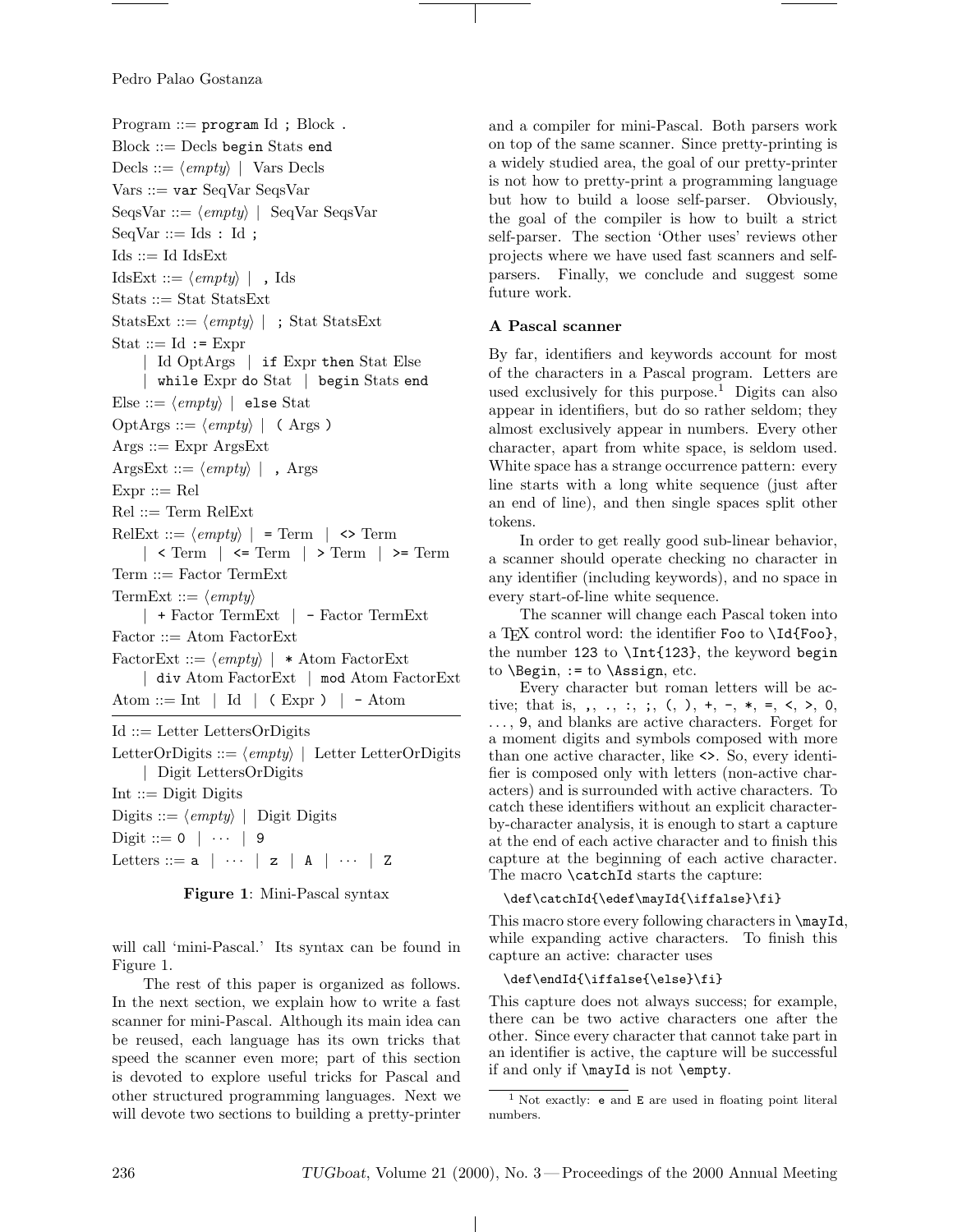Program ::= `program` Id `;` Block `.`
Block ::= Decls `begin` Stats `end`
Decls ::= ⟨*empty*⟩ | Vars Decls
Vars ::= `var` SeqVar SeqsVar
SeqsVar ::= ⟨*empty*⟩ | SeqVar SeqsVar
SeqVar ::= Ids `:` Id `;`
Ids ::= Id IdsExt
IdsExt ::= ⟨*empty*⟩ | `,` Ids
Stats ::= Stat StatsExt
StatsExt ::= ⟨*empty*⟩ | `;` Stat StatsExt
Stat ::= Id `:=` Expr
  | Id OptArgs | `if` Expr `then` Stat Else
  | `while` Expr `do` Stat | `begin` Stats `end`
Else ::= ⟨*empty*⟩ | `else` Stat
OptArgs ::= ⟨*empty*⟩ | `(` Args `)`
Args ::= Expr ArgsExt
ArgsExt ::= ⟨*empty*⟩ | `,` Args
Expr ::= Rel
Rel ::= Term RelExt
RelExt ::= ⟨*empty*⟩ | `=` Term | `<>` Term
  | `<` Term | `<=` Term | `>` Term | `>=` Term
Term ::= Factor TermExt
TermExt ::= ⟨*empty*⟩
  | `+` Factor TermExt | `-` Factor TermExt
Factor ::= Atom FactorExt
FactorExt ::= ⟨*empty*⟩ | `*` Atom FactorExt
  | `div` Atom FactorExt | `mod` Atom FactorExt
Atom ::= Int | Id | `(` Expr `)` | `-` Atom

---

Id ::= Letter LettersOrDigits
LetterOrDigits ::= ⟨*empty*⟩ | Letter LetterOrDigits
  | Digit LettersOrDigits
Int ::= Digit Digits
Digits ::= ⟨*empty*⟩ | Digit Digits
Digit ::= `0` | ··· | `9`
Letters ::= `a` | ··· | `z` | `A` | ··· | `Z`

**Figure 1**: Mini-Pascal syntax

will call 'mini-Pascal.' Its syntax can be found in Figure 1.

The rest of this paper is organized as follows. In the next section, we explain how to write a fast scanner for mini-Pascal. Although its main idea can be reused, each language has its own tricks that speed the scanner even more; part of this section is devoted to explore useful tricks for Pascal and other structured programming languages. Next we will devote two sections to building a pretty-printer and a compiler for mini-Pascal. Both parsers work on top of the same scanner. Since pretty-printing is a widely studied area, the goal of our pretty-printer is not how to pretty-print a programming language but how to build a loose self-parser. Obviously, the goal of the compiler is how to built a strict self-parser. The section 'Other uses' reviews other projects where we have used fast scanners and self-parsers. Finally, we conclude and suggest some future work.

### A Pascal scanner

By far, identifiers and keywords account for most of the characters in a Pascal program. Letters are used exclusively for this purpose.[1] Digits can also appear in identifiers, but do so rather seldom; they almost exclusively appear in numbers. Every other character, apart from white space, is seldom used. White space has a strange occurrence pattern: every line starts with a long white sequence (just after an end of line), and then single spaces split other tokens.

In order to get really good sub-linear behavior, a scanner should operate checking no character in any identifier (including keywords), and no space in every start-of-line white sequence.

The scanner will change each Pascal token into a TeX control word: the identifier `Foo` to `\Id{Foo}`, the number `123` to `\Int{123}`, the keyword `begin` to `\Begin`, `:=` to `\Assign`, etc.

Every character but roman letters will be active; that is, `,`, `.`, `:`, `;`, `(`, `)`, `+`, `−`, `*`, `=`, `<`, `>`, `0`, ..., `9`, and blanks are active characters. Forget for a moment digits and symbols composed with more than one active character, like `<>`. So, every identifier is composed only with letters (non-active characters) and is surrounded with active characters. To catch these identifiers without an explicit character-by-character analysis, it is enough to start a capture at the end of each active character and to finish this capture at the beginning of each active character. The macro `\catchId` starts the capture:

```
\def\catchId{\edef\mayId{\iffalse}\fi}
```

This macro store every following characters in `\mayId`, while expanding active characters. To finish this capture an active: character uses

```
\def\endId{\iffalse{\else}\fi}
```

This capture does not always success; for example, there can be two active characters one after the other. Since every character that cannot take part in an identifier is active, the capture will be successful if and only if `\mayId` is not `\empty`.

[1] Not exactly: `e` and `E` are used in floating point literal numbers.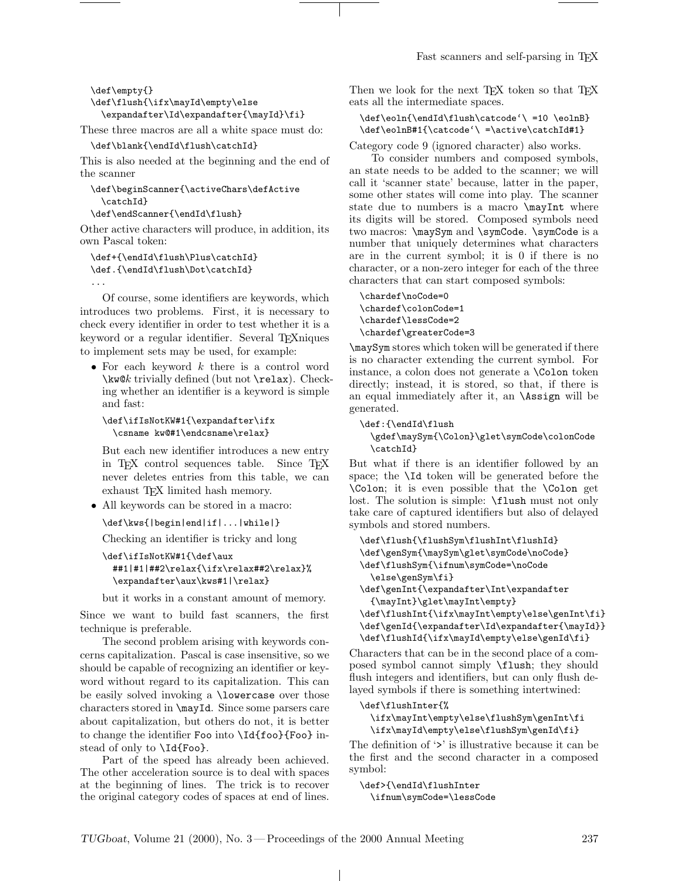```
\def\empty{}
\def\flush{\ifx\mayId\empty\else
  \expandafter\Id\expandafter{\mayId}\fi}
```

These three macros are all a white space must do:

```
\def\blank{\endId\flush\catchId}
```

This is also needed at the beginning and the end of the scanner

```
\def\beginScanner{\activeChars\defActive
  \catchId}
\def\endScanner{\endId\flush}
```

Other active characters will produce, in addition, its own Pascal token:

```
\def+{\endId\flush\Plus\catchId}
\def.{\endId\flush\Dot\catchId}
...
```

Of course, some identifiers are keywords, which introduces two problems. First, it is necessary to check every identifier in order to test whether it is a keyword or a regular identifier. Several TEXniques to implement sets may be used, for example:

- For each keyword *k* there is a control word `\kw@`*k* trivially defined (but not `\relax`). Checking whether an identifier is a keyword is simple and fast:

  ```
  \def\ifIsNotKW#1{\expandafter\ifx
    \csname kw@#1\endcsname\relax}
  ```

  But each new identifier introduces a new entry in TEX control sequences table. Since TEX never deletes entries from this table, we can exhaust TEX limited hash memory.

- All keywords can be stored in a macro:

  ```
  \def\kws{|begin|end|if|...|while|}
  ```

  Checking an identifier is tricky and long

  ```
  \def\ifIsNotKW#1{\def\aux
    ##1|#1|##2\relax{\ifx\relax##2\relax}%
    \expandafter\aux\kws#1|\relax}
  ```

  but it works in a constant amount of memory.

Since we want to build fast scanners, the first technique is preferable.

The second problem arising with keywords concerns capitalization. Pascal is case insensitive, so we should be capable of recognizing an identifier or keyword without regard to its capitalization. This can be easily solved invoking a `\lowercase` over those characters stored in `\mayId`. Since some parsers care about capitalization, but others do not, it is better to change the identifier `Foo` into `\Id{foo}{Foo}` instead of only to `\Id{Foo}`.

Part of the speed has already been achieved. The other acceleration source is to deal with spaces at the beginning of lines. The trick is to recover the original category codes of spaces at end of lines. Then we look for the next TEX token so that TEX eats all the intermediate spaces.

```
\def\eoln{\endId\flush\catcode`\ =10 \eolnB}
\def\eolnB#1{\catcode`\ =\active\catchId#1}
```

Category code 9 (ignored character) also works.

To consider numbers and composed symbols, an state needs to be added to the scanner; we will call it 'scanner state' because, latter in the paper, some other states will come into play. The scanner state due to numbers is a macro `\mayInt` where its digits will be stored. Composed symbols need two macros: `\maySym` and `\symCode`. `\symCode` is a number that uniquely determines what characters are in the current symbol; it is 0 if there is no character, or a non-zero integer for each of the three characters that can start composed symbols:

```
\chardef\noCode=0
\chardef\colonCode=1
\chardef\lessCode=2
\chardef\greaterCode=3
```

`\maySym` stores which token will be generated if there is no character extending the current symbol. For instance, a colon does not generate a `\Colon` token directly; instead, it is stored, so that, if there is an equal immediately after it, an `\Assign` will be generated.

```
\def:{\endId\flush
  \gdef\maySym{\Colon}\glet\symCode\colonCode
  \catchId}
```

But what if there is an identifier followed by an space; the `\Id` token will be generated before the `\Colon`; it is even possible that the `\Colon` get lost. The solution is simple: `\flush` must not only take care of captured identifiers but also of delayed symbols and stored numbers.

```
\def\flush{\flushSym\flushInt\flushId}
\def\genSym{\maySym\glet\symCode\noCode}
\def\flushSym{\ifnum\symCode=\noCode
  \else\genSym\fi}
\def\genInt{\expandafter\Int\expandafter
  {\mayInt}\glet\mayInt\empty}
\def\flushInt{\ifx\mayInt\empty\else\genInt\fi}
\def\genId{\expandafter\Id\expandafter{\mayId}}
\def\flushId{\ifx\mayId\empty\else\genId\fi}
```

Characters that can be in the second place of a composed symbol cannot simply `\flush`; they should flush integers and identifiers, but can only flush delayed symbols if there is something intertwined:

```
\def\flushInter{%
  \ifx\mayInt\empty\else\flushSym\genInt\fi
  \ifx\mayId\empty\else\flushSym\genId\fi}
```

The definition of '>' is illustrative because it can be the first and the second character in a composed symbol:

```
\def>{\endId\flushInter
  \ifnum\symCode=\lessCode
```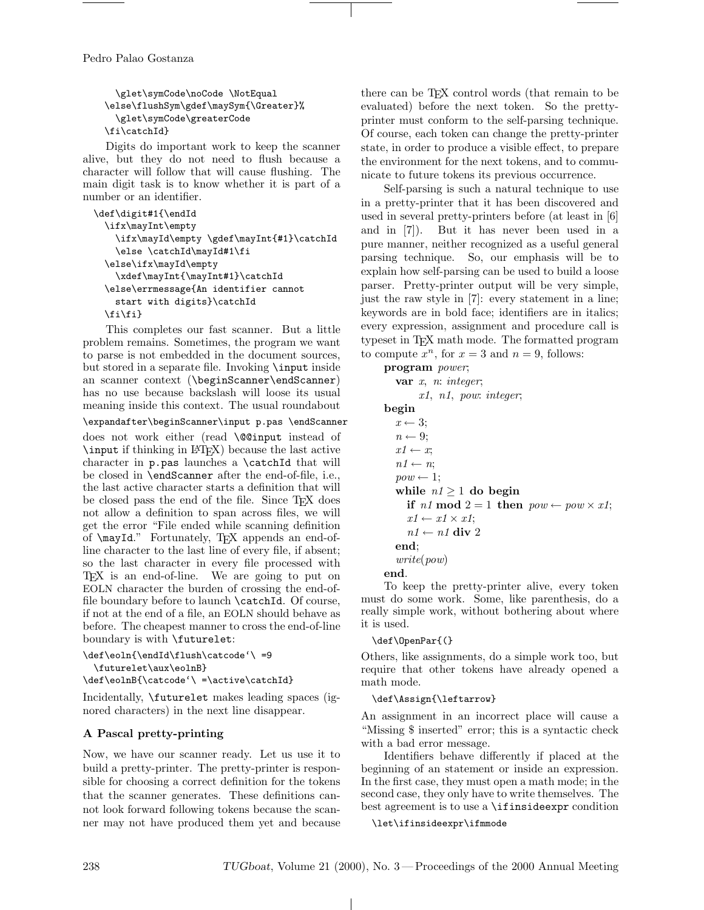```
    \glet\symCode\noCode \NotEqual
  \else\flushSym\gdef\maySym{\Greater}%
    \glet\symCode\greaterCode
  \fi\catchId}
```

Digits do important work to keep the scanner alive, but they do not need to flush because a character will follow that will cause flushing. The main digit task is to know whether it is part of a number or an identifier.

```
\def\digit#1{\endId
  \ifx\mayInt\empty
    \ifx\mayId\empty \gdef\mayInt{#1}\catchId
    \else \catchId\mayId#1\fi
  \else\ifx\mayId\empty
    \xdef\mayInt{\mayInt#1}\catchId
  \else\errmessage{An identifier cannot
    start with digits}\catchId
  \fi\fi}
```

This completes our fast scanner. But a little problem remains. Sometimes, the program we want to parse is not embedded in the document sources, but stored in a separate file. Invoking `\input` inside an scanner context (`\beginScanner\endScanner`) has no use because backslash will loose its usual meaning inside this context. The usual roundabout

```
\expandafter\beginScanner\input p.pas \endScanner
```

does not work either (read `\@@input` instead of `\input` if thinking in LaTeX) because the last active character in `p.pas` launches a `\catchId` that will be closed in `\endScanner` after the end-of-file, i.e., the last active character starts a definition that will be closed pass the end of the file. Since TeX does not allow a definition to span across files, we will get the error "File ended while scanning definition of `\mayId`." Fortunately, TeX appends an end-of-line character to the last line of every file, if absent; so the last character in every file processed with TeX is an end-of-line. We are going to put on EOLN character the burden of crossing the end-of-file boundary before to launch `\catchId`. Of course, if not at the end of a file, an EOLN should behave as before. The cheapest manner to cross the end-of-line boundary is with `\futurelet`:

```
\def\eoln{\endId\flush\catcode`\ =9
  \futurelet\aux\eolnB}
\def\eolnB{\catcode`\ =\active\catchId}
```

Incidentally, `\futurelet` makes leading spaces (ignored characters) in the next line disappear.

### A Pascal pretty-printing

Now, we have our scanner ready. Let us use it to build a pretty-printer. The pretty-printer is responsible for choosing a correct definition for the tokens that the scanner generates. These definitions cannot look forward following tokens because the scanner may not have produced them yet and because there can be TeX control words (that remain to be evaluated) before the next token. So the pretty-printer must conform to the self-parsing technique. Of course, each token can change the pretty-printer state, in order to produce a visible effect, to prepare the environment for the next tokens, and to communicate to future tokens its previous occurrence.

Self-parsing is such a natural technique to use in a pretty-printer that it has been discovered and used in several pretty-printers before (at least in [6] and in [7]). But it has never been used in a pure manner, neither recognized as a useful general parsing technique. So, our emphasis will be to explain how self-parsing can be used to build a loose parser. Pretty-printer output will be very simple, just the raw style in [7]: every statement in a line; keywords are in bold face; identifiers are in italics; every expression, assignment and procedure call is typeset in TeX math mode. The formatted program to compute $x^n$, for $x = 3$ and $n = 9$, follows:

> **program** *power*;
>   **var** $x$, $n$: *integer*;
>     *x1*, *n1*, *pow*: *integer*;
> **begin**
>   $x \leftarrow 3$;
>   $n \leftarrow 9$;
>   $x1 \leftarrow x$;
>   $n1 \leftarrow n$;
>   $pow \leftarrow 1$;
>   **while** $n1 \geq 1$ **do begin**
>     **if** $n1$ **mod** $2 = 1$ **then** $pow \leftarrow pow \times x1$;
>     $x1 \leftarrow x1 \times x1$;
>     $n1 \leftarrow n1$ **div** 2
>   **end**;
>   *write*(*pow*)
> **end**.

To keep the pretty-printer alive, every token must do some work. Some, like parenthesis, do a really simple work, without bothering about where it is used.

```
\def\OpenPar{(}
```

Others, like assignments, do a simple work too, but require that other tokens have already opened a math mode.

```
\def\Assign{\leftarrow}
```

An assignment in an incorrect place will cause a "Missing $ inserted" error; this is a syntactic check with a bad error message.

Identifiers behave differently if placed at the beginning of an statement or inside an expression. In the first case, they must open a math mode; in the second case, they only have to write themselves. The best agreement is to use a `\ifinsideexpr` condition

```
\let\ifinsideexpr\ifmmode
```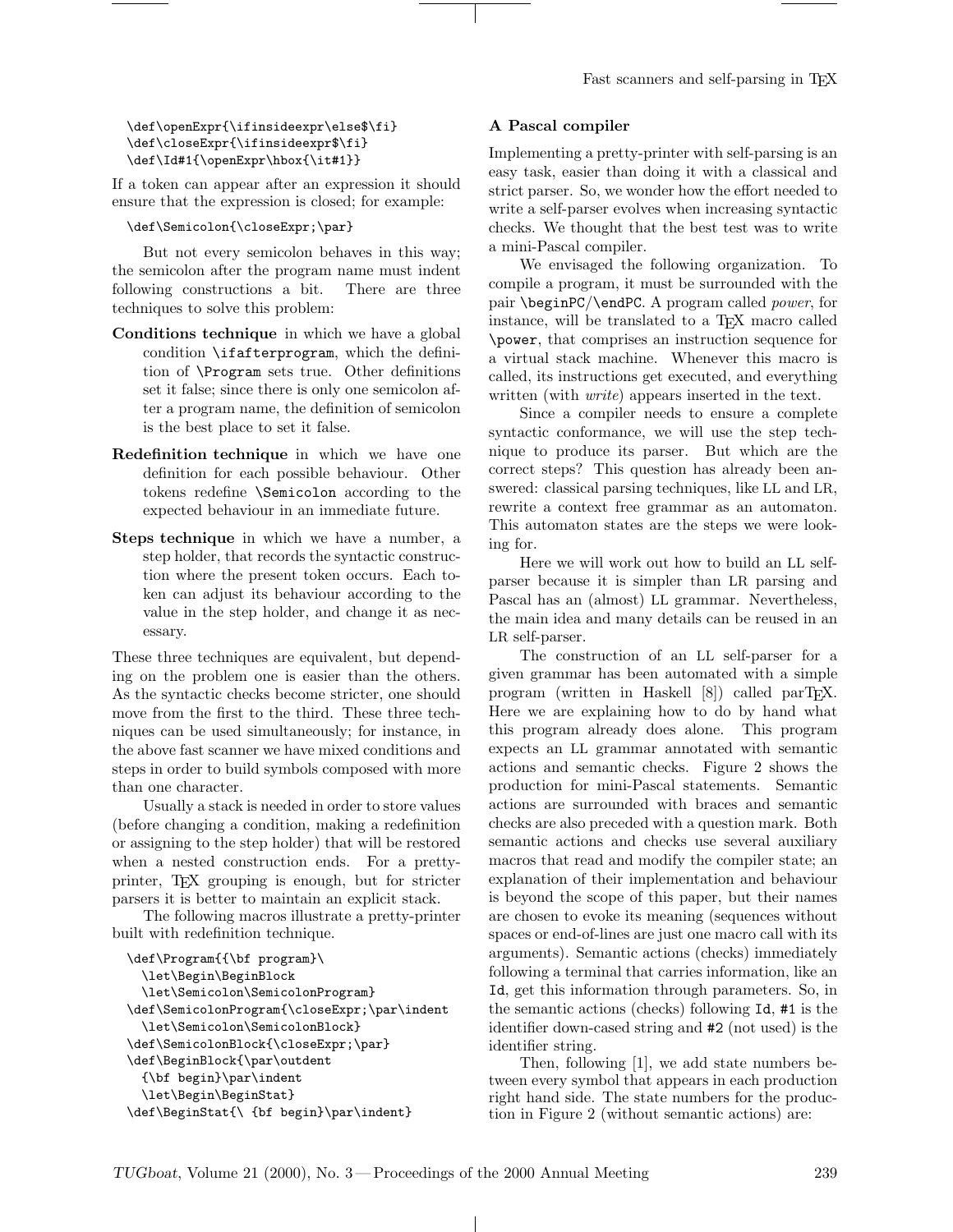```
\def\openExpr{\ifinsideexpr\else$\fi}
\def\closeExpr{\ifinsideexpr$\fi}
\def\Id#1{\openExpr\hbox{\it#1}}
```

If a token can appear after an expression it should ensure that the expression is closed; for example:

```
\def\Semicolon{\closeExpr;\par}
```

But not every semicolon behaves in this way; the semicolon after the program name must indent following constructions a bit. There are three techniques to solve this problem:

**Conditions technique** in which we have a global condition `\ifafterprogram`, which the definition of `\Program` sets true. Other definitions set it false; since there is only one semicolon after a program name, the definition of semicolon is the best place to set it false.

**Redefinition technique** in which we have one definition for each possible behaviour. Other tokens redefine `\Semicolon` according to the expected behaviour in an immediate future.

**Steps technique** in which we have a number, a step holder, that records the syntactic construction where the present token occurs. Each token can adjust its behaviour according to the value in the step holder, and change it as necessary.

These three techniques are equivalent, but depending on the problem one is easier than the others. As the syntactic checks become stricter, one should move from the first to the third. These three techniques can be used simultaneously; for instance, in the above fast scanner we have mixed conditions and steps in order to build symbols composed with more than one character.

Usually a stack is needed in order to store values (before changing a condition, making a redefinition or assigning to the step holder) that will be restored when a nested construction ends. For a pretty-printer, TEX grouping is enough, but for stricter parsers it is better to maintain an explicit stack.

The following macros illustrate a pretty-printer built with redefinition technique.

```
\def\Program{{\bf program}\
  \let\Begin\BeginBlock
  \let\Semicolon\SemicolonProgram}
\def\SemicolonProgram{\closeExpr;\par\indent
  \let\Semicolon\SemicolonBlock}
\def\SemicolonBlock{\closeExpr;\par}
\def\BeginBlock{\par\outdent
  {\bf begin}\par\indent
  \let\Begin\BeginStat}
\def\BeginStat{\ {bf begin}\par\indent}
```

### A Pascal compiler

Implementing a pretty-printer with self-parsing is an easy task, easier than doing it with a classical and strict parser. So, we wonder how the effort needed to write a self-parser evolves when increasing syntactic checks. We thought that the best test was to write a mini-Pascal compiler.

We envisaged the following organization. To compile a program, it must be surrounded with the pair `\beginPC`/`\endPC`. A program called *power*, for instance, will be translated to a TEX macro called `\power`, that comprises an instruction sequence for a virtual stack machine. Whenever this macro is called, its instructions get executed, and everything written (with *write*) appears inserted in the text.

Since a compiler needs to ensure a complete syntactic conformance, we will use the step technique to produce its parser. But which are the correct steps? This question has already been answered: classical parsing techniques, like LL and LR, rewrite a context free grammar as an automaton. This automaton states are the steps we were looking for.

Here we will work out how to build an LL self-parser because it is simpler than LR parsing and Pascal has an (almost) LL grammar. Nevertheless, the main idea and many details can be reused in an LR self-parser.

The construction of an LL self-parser for a given grammar has been automated with a simple program (written in Haskell [8]) called parTEX. Here we are explaining how to do by hand what this program already does alone. This program expects an LL grammar annotated with semantic actions and semantic checks. Figure 2 shows the production for mini-Pascal statements. Semantic actions are surrounded with braces and semantic checks are also preceded with a question mark. Both semantic actions and checks use several auxiliary macros that read and modify the compiler state; an explanation of their implementation and behaviour is beyond the scope of this paper, but their names are chosen to evoke its meaning (sequences without spaces or end-of-lines are just one macro call with its arguments). Semantic actions (checks) immediately following a terminal that carries information, like an `Id`, get this information through parameters. So, in the semantic actions (checks) following `Id`, `#1` is the identifier down-cased string and `#2` (not used) is the identifier string.

Then, following [1], we add state numbers between every symbol that appears in each production right hand side. The state numbers for the production in Figure 2 (without semantic actions) are: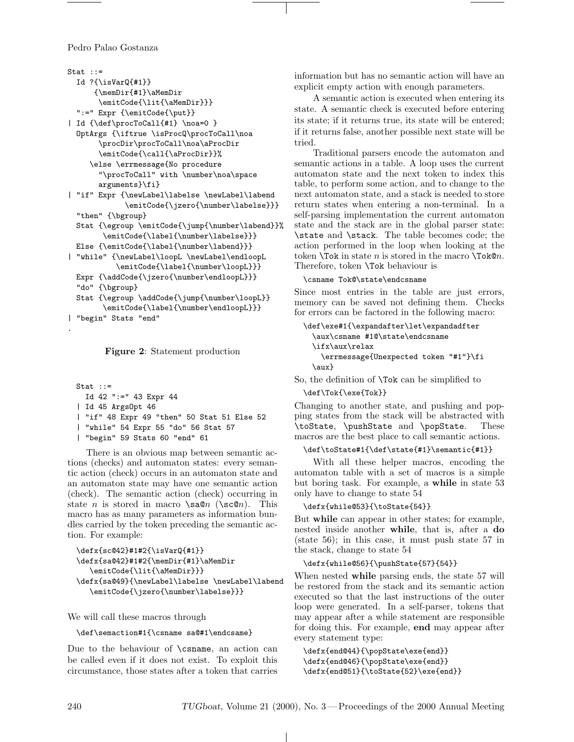```
Stat ::=
  Id ?{\isVarQ{#1}}
     {\memDir{#1}\aMemDir
      \emitCode{\lit{\aMemDir}}}
  ":=" Expr {\emitCode{\put}}
| Id {\def\procToCall{#1} \noa=0 }
  OptArgs {\iftrue \isProcQ\procToCall\noa
       \procDir\procToCall\noa\aProcDir
       \emitCode{\call{\aProcDir}}%
     \else \errmessage{No procedure
       "\procToCall" with \number\noa\space
       arguments}\fi}
| "if" Expr {\newLabel\labelse \newLabel\labend
            \emitCode{\jzero{\number\labelse}}}
  "then" {\bgroup}
  Stat {\egroup \emitCode{\jump{\number\labend}}%
       \emitCode{\label{\number\labelse}}}
  Else {\emitCode{\label{\number\labend}}}
| "while" {\newLabel\loopL \newLabel\endloopL
          \emitCode{\label{\number\loopL}}}
  Expr {\addCode{\jzero{\number\endloopL}}}
  "do" {\bgroup}
  Stat {\egroup \addCode{\jump{\number\loopL}}
       \emitCode{\label{\number\endloopL}}}
| "begin" Stats "end"
.
```

**Figure 2**: Statement production

```
Stat ::=
  Id 42 ":=" 43 Expr 44
| Id 45 ArgsOpt 46
| "if" 48 Expr 49 "then" 50 Stat 51 Else 52
| "while" 54 Expr 55 "do" 56 Stat 57
| "begin" 59 Stats 60 "end" 61
```

There is an obvious map between semantic actions (checks) and automaton states: every semantic action (check) occurs in an automaton state and an automaton state may have one semantic action (check). The semantic action (check) occurring in state $n$ is stored in macro `\sa@`$n$ (`\sc@`$n$). This macro has as many parameters as information bundles carried by the token preceding the semantic action. For example:

```
\defx{sc@42}#1#2{\isVarQ{#1}}
\defx{sa@42}#1#2{\memDir{#1}\aMemDir
   \emitCode{\lit{\aMemDir}}}
\defx{sa@49}{\newLabel\labelse \newLabel\labend
   \emitCode{\jzero{\number\labelse}}}
```

We will call these macros through

```
\def\semaction#1{\csname sa@#1\endcsame}
```

Due to the behaviour of `\csname`, an action can be called even if it does not exist. To exploit this circumstance, those states after a token that carries information but has no semantic action will have an explicit empty action with enough parameters.

A semantic action is executed when entering its state. A semantic check is executed before entering its state; if it returns true, its state will be entered; if it returns false, another possible next state will be tried.

Traditional parsers encode the automaton and semantic actions in a table. A loop uses the current automaton state and the next token to index this table, to perform some action, and to change to the next automaton state, and a stack is needed to store return states when entering a non-terminal. In a self-parsing implementation the current automaton state and the stack are in the global parser state: `\state` and `\stack`. The table becomes code; the action performed in the loop when looking at the token `\Tok` in state $n$ is stored in the macro `\Tok@`$n$. Therefore, token `\Tok` behaviour is

```
\csname Tok@\state\endcsname
```

Since most entries in the table are just errors, memory can be saved not defining them. Checks for errors can be factored in the following macro:

```
\def\exe#1{\expandafter\let\expandadfter
  \aux\csname #1@\state\endcsname
  \ifx\aux\relax
    \errmessage{Unexpected token "#1"}\fi
  \aux}
```

So, the definition of `\Tok` can be simplified to

```
\def\Tok{\exe{Tok}}
```

Changing to another state, and pushing and popping states from the stack will be abstracted with `\toState`, `\pushState` and `\popState`. These macros are the best place to call semantic actions.

```
\def\toState#1{\def\state{#1}\semantic{#1}}
```

With all these helper macros, encoding the automaton table with a set of macros is a simple but boring task. For example, a **while** in state 53 only have to change to state 54

```
\defx{while@53}{\toState{54}}
```

But **while** can appear in other states; for example, nested inside another **while**, that is, after a **do** (state 56); in this case, it must push state 57 in the stack, change to state 54

```
\defx{while@56}{\pushState{57}{54}}
```

When nested **while** parsing ends, the state 57 will be restored from the stack and its semantic action executed so that the last instructions of the outer loop were generated. In a self-parser, tokens that may appear after a while statement are responsible for doing this. For example, **end** may appear after every statement type:

```
\defx{end@44}{\popState\exe{end}}
\defx{end@46}{\popState\exe{end}}
\defx{end@51}{\toState{52}\exe{end}}
```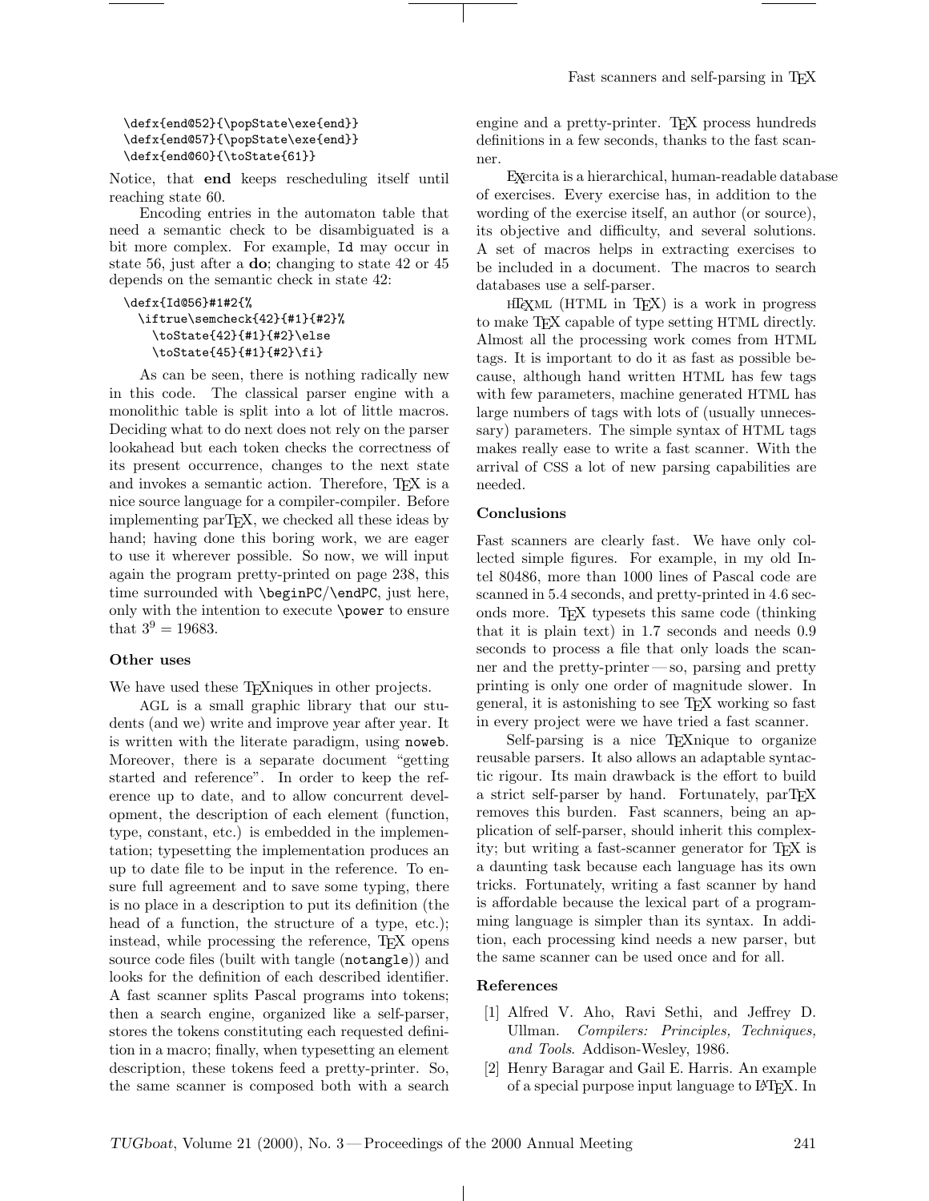```
\defx{end@52}{\popState\exe{end}}
\defx{end@57}{\popState\exe{end}}
\defx{end@60}{\toState{61}}
```

Notice, that **end** keeps rescheduling itself until reaching state 60.

Encoding entries in the automaton table that need a semantic check to be disambiguated is a bit more complex. For example, `Id` may occur in state 56, just after a **do**; changing to state 42 or 45 depends on the semantic check in state 42:

```
\defx{Id@56}#1#2{%
  \iftrue\semcheck{42}{#1}{#2}%
    \toState{42}{#1}{#2}\else
    \toState{45}{#1}{#2}\fi}
```

As can be seen, there is nothing radically new in this code. The classical parser engine with a monolithic table is split into a lot of little macros. Deciding what to do next does not rely on the parser lookahead but each token checks the correctness of its present occurrence, changes to the next state and invokes a semantic action. Therefore, TEX is a nice source language for a compiler-compiler. Before implementing parTEX, we checked all these ideas by hand; having done this boring work, we are eager to use it wherever possible. So now, we will input again the program pretty-printed on page 238, this time surrounded with `\beginPC`/`\endPC`, just here, only with the intention to execute `\power` to ensure that $3^9 = 19683$.

### Other uses

We have used these TEXniques in other projects.

AGL is a small graphic library that our students (and we) write and improve year after year. It is written with the literate paradigm, using `noweb`. Moreover, there is a separate document "getting started and reference". In order to keep the reference up to date, and to allow concurrent development, the description of each element (function, type, constant, etc.) is embedded in the implementation; typesetting the implementation produces an up to date file to be input in the reference. To ensure full agreement and to save some typing, there is no place in a description to put its definition (the head of a function, the structure of a type, etc.); instead, while processing the reference, TEX opens source code files (built with tangle (`notangle`)) and looks for the definition of each described identifier. A fast scanner splits Pascal programs into tokens; then a search engine, organized like a self-parser, stores the tokens constituting each requested definition in a macro; finally, when typesetting an element description, these tokens feed a pretty-printer. So, the same scanner is composed both with a search engine and a pretty-printer. TEX process hundreds definitions in a few seconds, thanks to the fast scanner.

EXercita is a hierarchical, human-readable database of exercises. Every exercise has, in addition to the wording of the exercise itself, an author (or source), its objective and difficulty, and several solutions. A set of macros helps in extracting exercises to be included in a document. The macros to search databases use a self-parser.

HTEXML (HTML in TEX) is a work in progress to make TEX capable of type setting HTML directly. Almost all the processing work comes from HTML tags. It is important to do it as fast as possible because, although hand written HTML has few tags with few parameters, machine generated HTML has large numbers of tags with lots of (usually unnecessary) parameters. The simple syntax of HTML tags makes really ease to write a fast scanner. With the arrival of CSS a lot of new parsing capabilities are needed.

### Conclusions

Fast scanners are clearly fast. We have only collected simple figures. For example, in my old Intel 80486, more than 1000 lines of Pascal code are scanned in 5.4 seconds, and pretty-printed in 4.6 seconds more. TEX typesets this same code (thinking that it is plain text) in 1.7 seconds and needs 0.9 seconds to process a file that only loads the scanner and the pretty-printer — so, parsing and pretty printing is only one order of magnitude slower. In general, it is astonishing to see TEX working so fast in every project were we have tried a fast scanner.

Self-parsing is a nice TEXnique to organize reusable parsers. It also allows an adaptable syntactic rigour. Its main drawback is the effort to build a strict self-parser by hand. Fortunately, parTEX removes this burden. Fast scanners, being an application of self-parser, should inherit this complexity; but writing a fast-scanner generator for TEX is a daunting task because each language has its own tricks. Fortunately, writing a fast scanner by hand is affordable because the lexical part of a programming language is simpler than its syntax. In addition, each processing kind needs a new parser, but the same scanner can be used once and for all.

### References

[1] Alfred V. Aho, Ravi Sethi, and Jeffrey D. Ullman. *Compilers: Principles, Techniques, and Tools*. Addison-Wesley, 1986.

[2] Henry Baragar and Gail E. Harris. An example of a special purpose input language to LATEX. In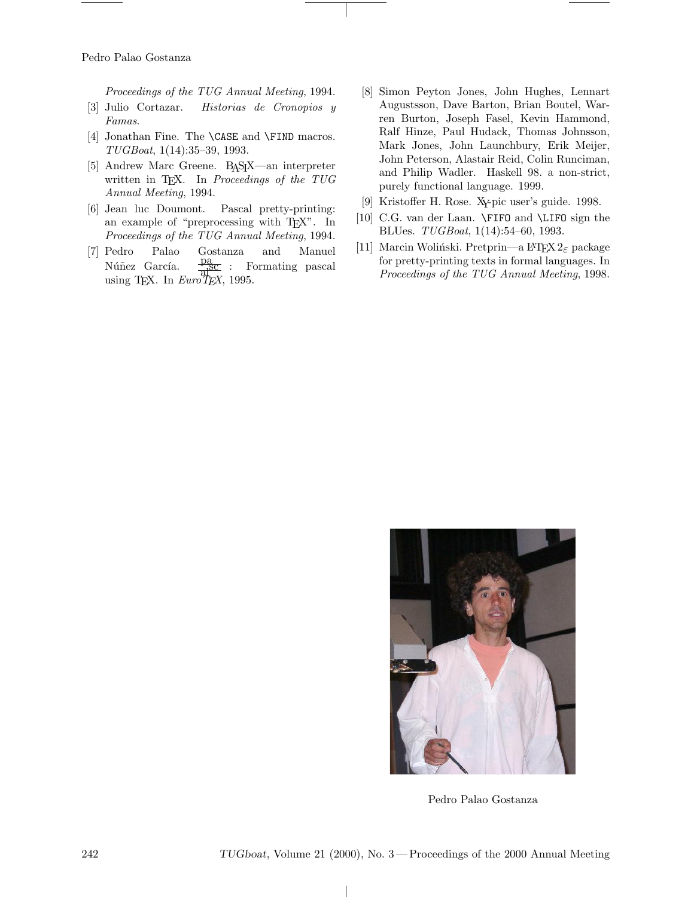*Proceedings of the TUG Annual Meeting*, 1994.

[3] Julio Cortazar. *Historias de Cronopios y Famas*.

[4] Jonathan Fine. The `\CASE` and `\FIND` macros. *TUGBoat*, 1(14):35–39, 1993.

[5] Andrew Marc Greene. BASIX—an interpreter written in TEX. In *Proceedings of the TUG Annual Meeting*, 1994.

[6] Jean luc Doumont. Pascal pretty-printing: an example of "preprocessing with TEX". In *Proceedings of the TUG Annual Meeting*, 1994.

[7] Pedro Palao Gostanza and Manuel Núñez García. pa/sc/al : Formating pascal using TEX. In *EuroTEX*, 1995.

[8] Simon Peyton Jones, John Hughes, Lennart Augustsson, Dave Barton, Brian Boutel, Warren Burton, Joseph Fasel, Kevin Hammond, Ralf Hinze, Paul Hudack, Thomas Johnsson, Mark Jones, John Launchbury, Erik Meijer, John Peterson, Alastair Reid, Colin Runciman, and Philip Wadler. Haskell 98. a non-strict, purely functional language. 1999.

[9] Kristoffer H. Rose. XY-pic user's guide. 1998.

[10] C.G. van der Laan. `\FIFO` and `\LIFO` sign the BLUes. *TUGBoat*, 1(14):54–60, 1993.

[11] Marcin Woliński. Pretprin—a LATEX $2_\varepsilon$ package for pretty-printing texts in formal languages. In *Proceedings of the TUG Annual Meeting*, 1998.

Pedro Palao Gostanza